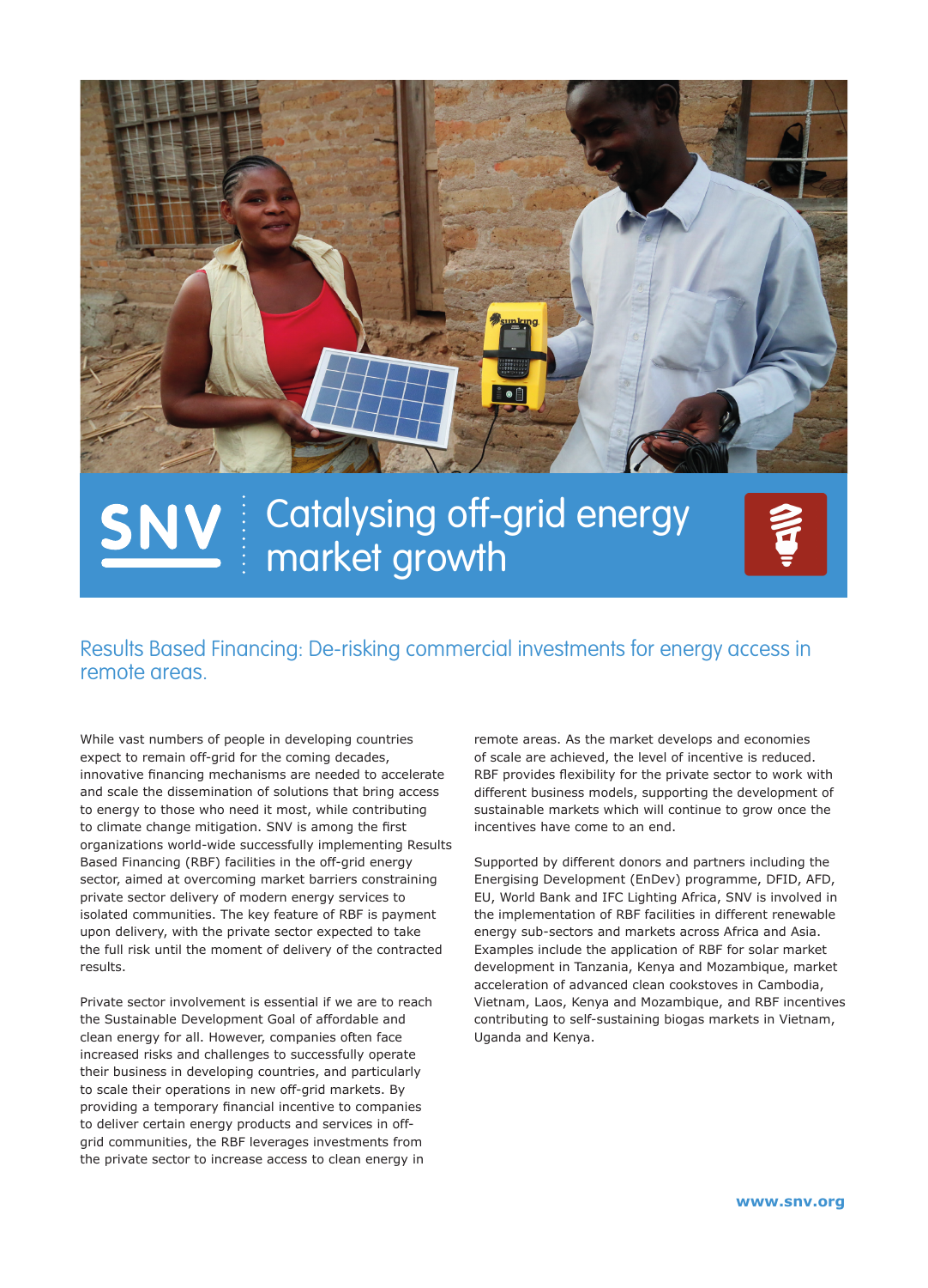SNV

# Catalysing off-grid energy market growth

## Results Based Financing: De-risking commercial investments for energy access in remote areas.

While vast numbers of people in developing countries expect to remain off-grid for the coming decades, innovative financing mechanisms are needed to accelerate and scale the dissemination of solutions that bring access to energy to those who need it most, while contributing to climate change mitigation. SNV is among the first organizations world-wide successfully implementing Results Based Financing (RBF) facilities in the off-grid energy sector, aimed at overcoming market barriers constraining private sector delivery of modern energy services to isolated communities. The key feature of RBF is payment upon delivery, with the private sector expected to take the full risk until the moment of delivery of the contracted results.

Private sector involvement is essential if we are to reach the Sustainable Development Goal of affordable and clean energy for all. However, companies often face increased risks and challenges to successfully operate their business in developing countries, and particularly to scale their operations in new off-grid markets. By providing a temporary financial incentive to companies to deliver certain energy products and services in off-grid communities, the RBF leverages investments from the private sector to increase access to clean energy in remote areas. As the market develops and economies of scale are achieved, the level of incentive is reduced. RBF provides flexibility for the private sector to work with different business models, supporting the development of sustainable markets which will continue to grow once the incentives have come to an end.

Supported by different donors and partners including the Energising Development (EnDev) programme, DFID, AFD, EU, World Bank and IFC Lighting Africa, SNV is involved in the implementation of RBF facilities in different renewable energy sub-sectors and markets across Africa and Asia. Examples include the application of RBF for solar market development in Tanzania, Kenya and Mozambique, market acceleration of advanced clean cookstoves in Cambodia, Vietnam, Laos, Kenya and Mozambique, and RBF incentives contributing to self-sustaining biogas markets in Vietnam, Uganda and Kenya.

**www.snv.org**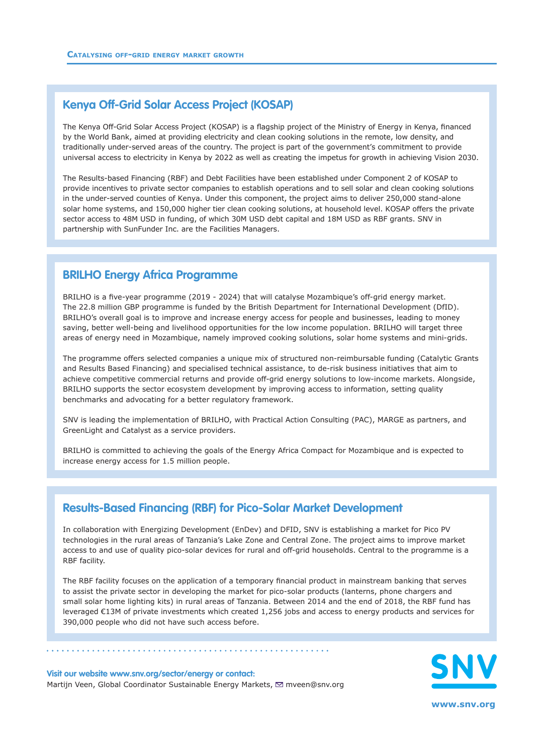## Kenya Off-Grid Solar Access Project (KOSAP)

The Kenya Off-Grid Solar Access Project (KOSAP) is a flagship project of the Ministry of Energy in Kenya, financed by the World Bank, aimed at providing electricity and clean cooking solutions in the remote, low density, and traditionally under-served areas of the country. The project is part of the government's commitment to provide universal access to electricity in Kenya by 2022 as well as creating the impetus for growth in achieving Vision 2030.

The Results-based Financing (RBF) and Debt Facilities have been established under Component 2 of KOSAP to provide incentives to private sector companies to establish operations and to sell solar and clean cooking solutions in the under-served counties of Kenya. Under this component, the project aims to deliver 250,000 stand-alone solar home systems, and 150,000 higher tier clean cooking solutions, at household level. KOSAP offers the private sector access to 48M USD in funding, of which 30M USD debt capital and 18M USD as RBF grants. SNV in partnership with SunFunder Inc. are the Facilities Managers.

## BRILHO Energy Africa Programme

BRILHO is a five-year programme (2019 - 2024) that will catalyse Mozambique's off-grid energy market. The 22.8 million GBP programme is funded by the British Department for International Development (DfID). BRILHO's overall goal is to improve and increase energy access for people and businesses, leading to money saving, better well-being and livelihood opportunities for the low income population. BRILHO will target three areas of energy need in Mozambique, namely improved cooking solutions, solar home systems and mini-grids.

The programme offers selected companies a unique mix of structured non-reimbursable funding (Catalytic Grants and Results Based Financing) and specialised technical assistance, to de-risk business initiatives that aim to achieve competitive commercial returns and provide off-grid energy solutions to low-income markets. Alongside, BRILHO supports the sector ecosystem development by improving access to information, setting quality benchmarks and advocating for a better regulatory framework.

SNV is leading the implementation of BRILHO, with Practical Action Consulting (PAC), MARGE as partners, and GreenLight and Catalyst as a service providers.

BRILHO is committed to achieving the goals of the Energy Africa Compact for Mozambique and is expected to increase energy access for 1.5 million people.

## Results-Based Financing (RBF) for Pico-Solar Market Development

In collaboration with Energizing Development (EnDev) and DFID, SNV is establishing a market for Pico PV technologies in the rural areas of Tanzania's Lake Zone and Central Zone. The project aims to improve market access to and use of quality pico-solar devices for rural and off-grid households. Central to the programme is a RBF facility.

The RBF facility focuses on the application of a temporary financial product in mainstream banking that serves to assist the private sector in developing the market for pico-solar products (lanterns, phone chargers and small solar home lighting kits) in rural areas of Tanzania. Between 2014 and the end of 2018, the RBF fund has leveraged €13M of private investments which created 1,256 jobs and access to energy products and services for 390,000 people who did not have such access before.

**Visit our website www.snv.org/sector/energy or contact:**
Martijn Veen, Global Coordinator Sustainable Energy Markets, mveen@snv.org

SNV

www.snv.org